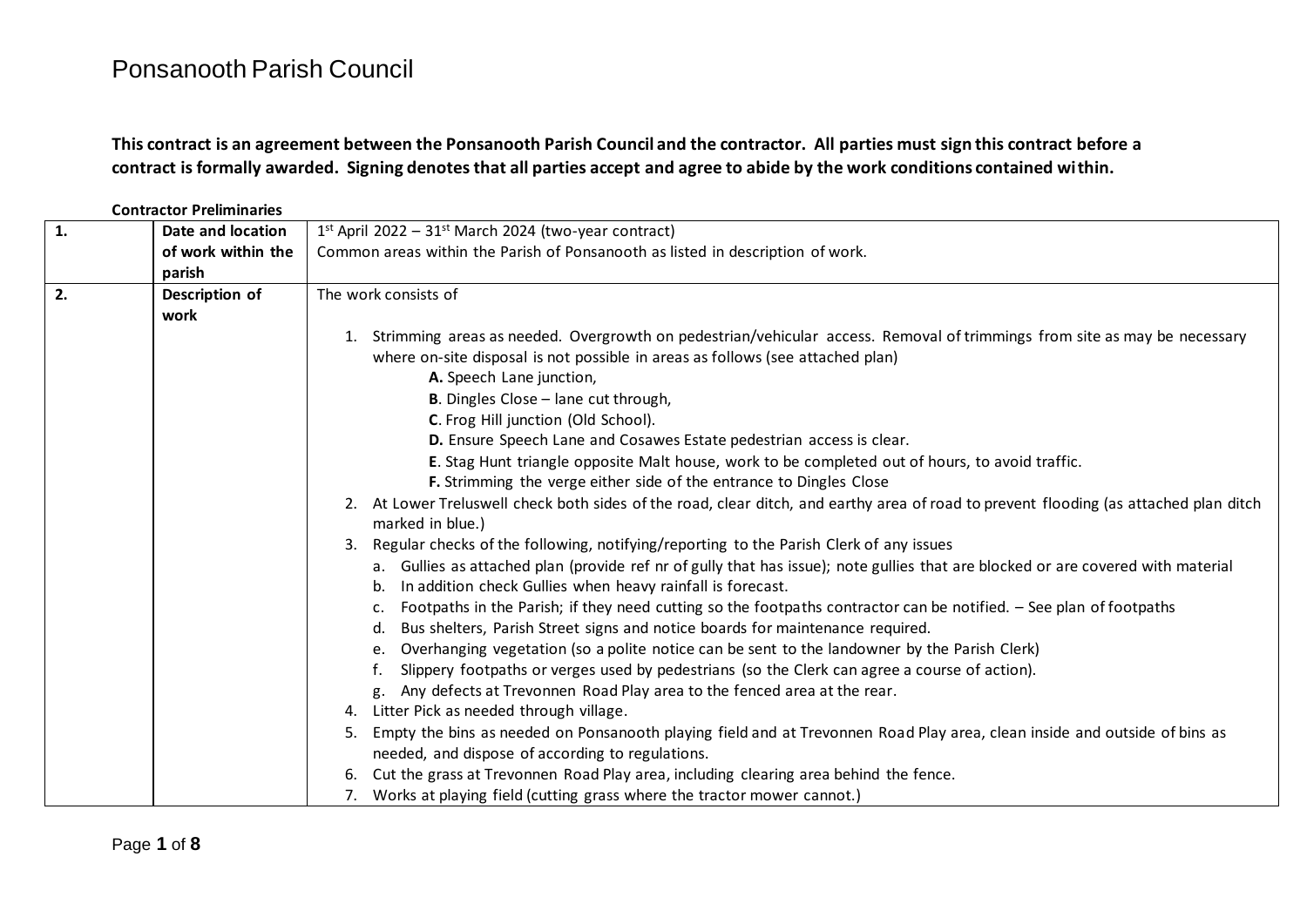# Ponsanooth Parish Council

**This contract is an agreement between the Ponsanooth Parish Council and the contractor. All parties must sign this contract before a contract is formally awarded. Signing denotes that all parties accept and agree to abide by the work conditions contained within.**

**Contractor Preliminaries**

| | | |
|---|---|---|
| **1.** | **Date and location of work within the parish** | 1st April 2022 – 31st March 2024 (two-year contract)<br>Common areas within the Parish of Ponsanooth as listed in description of work. |
| **2.** | **Description of work** | The work consists of<br>1. Strimming areas as needed. Overgrowth on pedestrian/vehicular access. Removal of trimmings from site as may be necessary where on-site disposal is not possible in areas as follows (see attached plan)<br>**A.** Speech Lane junction,<br>**B**. Dingles Close – lane cut through,<br>**C**. Frog Hill junction (Old School).<br>**D.** Ensure Speech Lane and Cosawes Estate pedestrian access is clear.<br>**E**. Stag Hunt triangle opposite Malt house, work to be completed out of hours, to avoid traffic.<br>**F.** Strimming the verge either side of the entrance to Dingles Close<br>2. At Lower Treluswell check both sides of the road, clear ditch, and earthy area of road to prevent flooding (as attached plan ditch marked in blue.)<br>3. Regular checks of the following, notifying/reporting to the Parish Clerk of any issues<br>a. Gullies as attached plan (provide ref nr of gully that has issue); note gullies that are blocked or are covered with material<br>b. In addition check Gullies when heavy rainfall is forecast.<br>c. Footpaths in the Parish; if they need cutting so the footpaths contractor can be notified. – See plan of footpaths<br>d. Bus shelters, Parish Street signs and notice boards for maintenance required.<br>e. Overhanging vegetation (so a polite notice can be sent to the landowner by the Parish Clerk)<br>f. Slippery footpaths or verges used by pedestrians (so the Clerk can agree a course of action).<br>g. Any defects at Trevonnen Road Play area to the fenced area at the rear.<br>4. Litter Pick as needed through village.<br>5. Empty the bins as needed on Ponsanooth playing field and at Trevonnen Road Play area, clean inside and outside of bins as needed, and dispose of according to regulations.<br>6. Cut the grass at Trevonnen Road Play area, including clearing area behind the fence.<br>7. Works at playing field (cutting grass where the tractor mower cannot.) |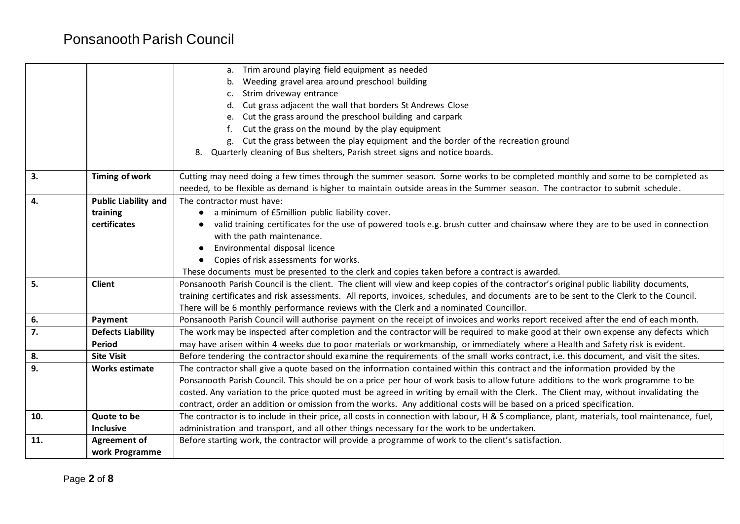| | | |
|---|---|---|
| | | a. Trim around playing field equipment as needed<br>b. Weeding gravel area around preschool building<br>c. Strim driveway entrance<br>d. Cut grass adjacent the wall that borders St Andrews Close<br>e. Cut the grass around the preschool building and carpark<br>f. Cut the grass on the mound by the play equipment<br>g. Cut the grass between the play equipment and the border of the recreation ground<br>8. Quarterly cleaning of Bus shelters, Parish street signs and notice boards. |
| **3.** | **Timing of work** | Cutting may need doing a few times through the summer season. Some works to be completed monthly and some to be completed as needed, to be flexible as demand is higher to maintain outside areas in the Summer season. The contractor to submit schedule. |
| **4.** | **Public Liability and training certificates** | The contractor must have:<br>● a minimum of £5million public liability cover.<br>● valid training certificates for the use of powered tools e.g. brush cutter and chainsaw where they are to be used in connection with the path maintenance.<br>● Environmental disposal licence<br>● Copies of risk assessments for works.<br>These documents must be presented to the clerk and copies taken before a contract is awarded. |
| **5.** | **Client** | Ponsanooth Parish Council is the client. The client will view and keep copies of the contractor's original public liability documents, training certificates and risk assessments. All reports, invoices, schedules, and documents are to be sent to the Clerk to the Council. There will be 6 monthly performance reviews with the Clerk and a nominated Councillor. |
| **6.** | **Payment** | Ponsanooth Parish Council will authorise payment on the receipt of invoices and works report received after the end of each month. |
| **7.** | **Defects Liability Period** | The work may be inspected after completion and the contractor will be required to make good at their own expense any defects which may have arisen within 4 weeks due to poor materials or workmanship, or immediately where a Health and Safety risk is evident. |
| **8.** | **Site Visit** | Before tendering the contractor should examine the requirements of the small works contract, i.e. this document, and visit the sites. |
| **9.** | **Works estimate** | The contractor shall give a quote based on the information contained within this contract and the information provided by the Ponsanooth Parish Council. This should be on a price per hour of work basis to allow future additions to the work programme to be costed. Any variation to the price quoted must be agreed in writing by email with the Clerk. The Client may, without invalidating the contract, order an addition or omission from the works. Any additional costs will be based on a priced specification. |
| **10.** | **Quote to be Inclusive** | The contractor is to include in their price, all costs in connection with labour, H & S compliance, plant, materials, tool maintenance, fuel, administration and transport, and all other things necessary for the work to be undertaken. |
| **11.** | **Agreement of work Programme** | Before starting work, the contractor will provide a programme of work to the client's satisfaction. |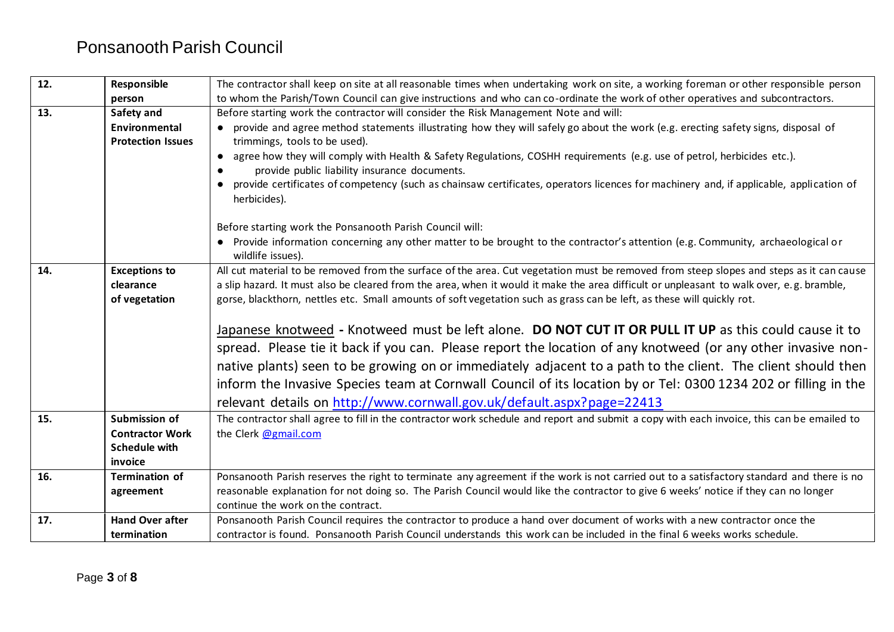# Ponsanooth Parish Council

| | | |
|---|---|---|
| 12. | **Responsible person** | The contractor shall keep on site at all reasonable times when undertaking work on site, a working foreman or other responsible person to whom the Parish/Town Council can give instructions and who can co-ordinate the work of other operatives and subcontractors. |
| 13. | **Safety and Environmental Protection Issues** | Before starting work the contractor will consider the Risk Management Note and will:<br>● provide and agree method statements illustrating how they will safely go about the work (e.g. erecting safety signs, disposal of trimmings, tools to be used).<br>● agree how they will comply with Health & Safety Regulations, COSHH requirements (e.g. use of petrol, herbicides etc.).<br>● provide public liability insurance documents.<br>● provide certificates of competency (such as chainsaw certificates, operators licences for machinery and, if applicable, application of herbicides).<br><br>Before starting work the Ponsanooth Parish Council will:<br>● Provide information concerning any other matter to be brought to the contractor's attention (e.g. Community, archaeological or wildlife issues). |
| 14. | **Exceptions to clearance of vegetation** | All cut material to be removed from the surface of the area. Cut vegetation must be removed from steep slopes and steps as it can cause a slip hazard. It must also be cleared from the area, when it would it make the area difficult or unpleasant to walk over, e.g. bramble, gorse, blackthorn, nettles etc. Small amounts of soft vegetation such as grass can be left, as these will quickly rot.<br><br><u>Japanese knotweed</u> **-** Knotweed must be left alone. **DO NOT CUT IT OR PULL IT UP** as this could cause it to spread. Please tie it back if you can. Please report the location of any knotweed (or any other invasive non-native plants) seen to be growing on or immediately adjacent to a path to the client. The client should then inform the Invasive Species team at Cornwall Council of its location by or Tel: 0300 1234 202 or filling in the relevant details on [http://www.cornwall.gov.uk/default.aspx?page=22413](http://www.cornwall.gov.uk/default.aspx?page=22413) |
| 15. | **Submission of Contractor Work Schedule with invoice** | The contractor shall agree to fill in the contractor work schedule and report and submit a copy with each invoice, this can be emailed to the Clerk @gmail.com |
| 16. | **Termination of agreement** | Ponsanooth Parish reserves the right to terminate any agreement if the work is not carried out to a satisfactory standard and there is no reasonable explanation for not doing so. The Parish Council would like the contractor to give 6 weeks' notice if they can no longer continue the work on the contract. |
| 17. | **Hand Over after termination** | Ponsanooth Parish Council requires the contractor to produce a hand over document of works with a new contractor once the contractor is found. Ponsanooth Parish Council understands this work can be included in the final 6 weeks works schedule. |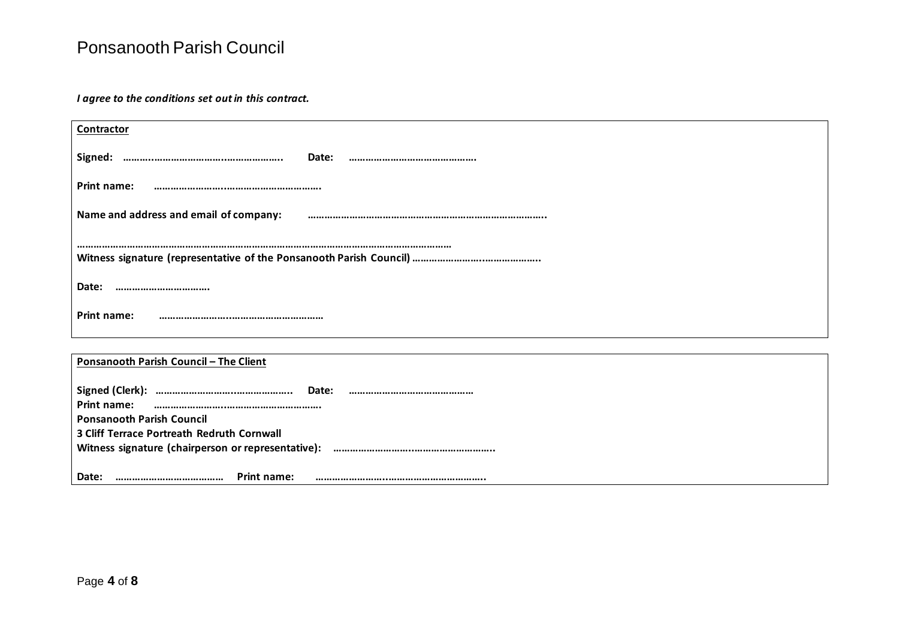*I agree to the conditions set out in this contract.*

**Contractor**

**Signed: ……..……………………..………………..  Date: ……………………………………….**

**Print name: ……………………..…………………………….**

**Name and address and email of company: ………………………………………………………………………..**

**………………………………………………………………………………………………………………………**

**Witness signature (representative of the Ponsanooth Parish Council) ……………………..………………..**

**Date: ……………………………**

**Print name: ……………………..……………………………**

**Ponsanooth Parish Council – The Client**

**Signed (Clerk): ………………………..………………..  Date: ………………………………………**

**Print name: ……………………..…………………………….**

**Ponsanooth Parish Council**

**3 Cliff Terrace Portreath Redruth Cornwall**

**Witness signature (chairperson or representative): ……………………..………………………..**

**Date: ………………………………  Print name: ……………………..……………………………..**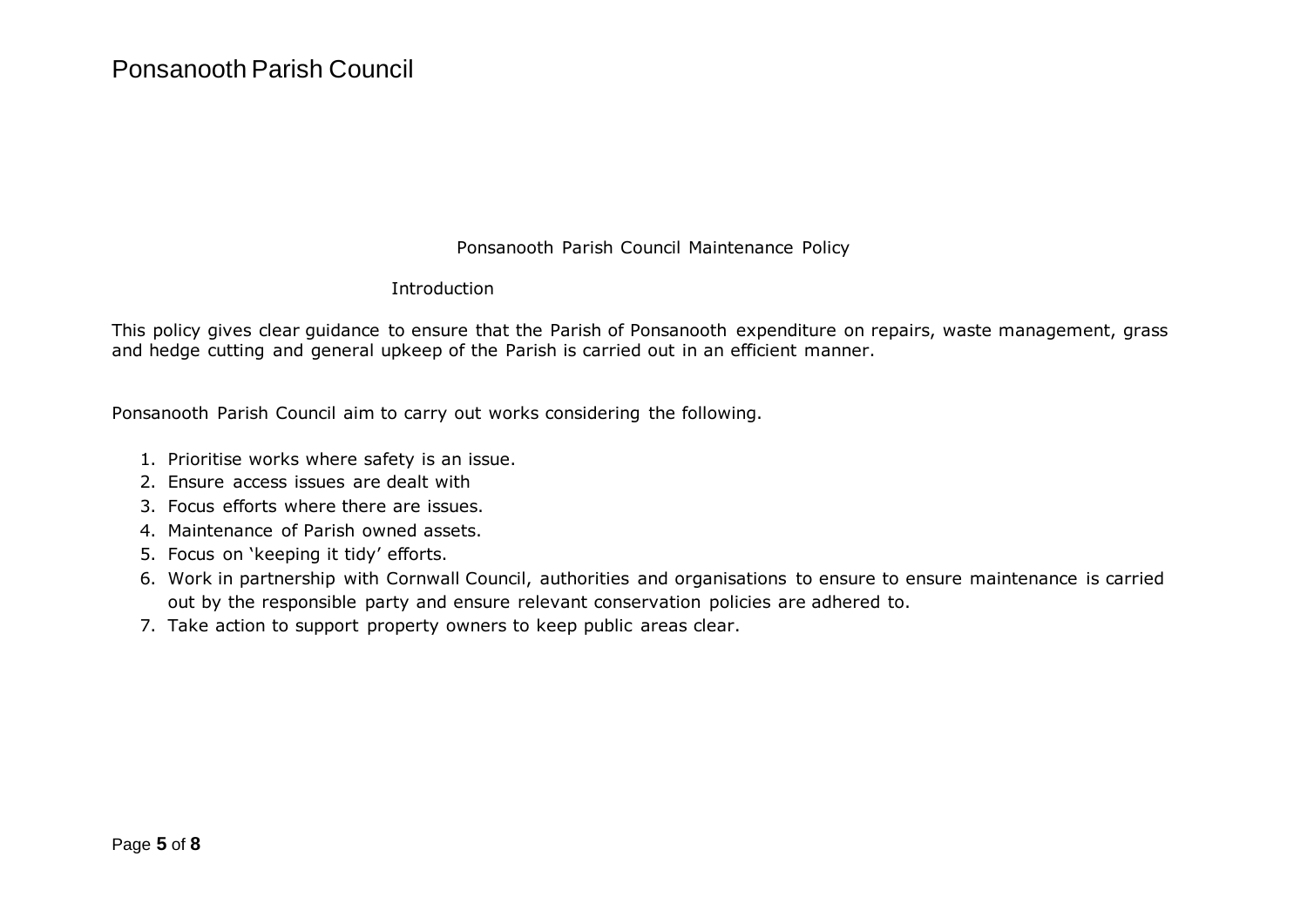# Ponsanooth Parish Council Maintenance Policy

## Introduction

This policy gives clear guidance to ensure that the Parish of Ponsanooth expenditure on repairs, waste management, grass and hedge cutting and general upkeep of the Parish is carried out in an efficient manner.

Ponsanooth Parish Council aim to carry out works considering the following.

1. Prioritise works where safety is an issue.
2. Ensure access issues are dealt with
3. Focus efforts where there are issues.
4. Maintenance of Parish owned assets.
5. Focus on 'keeping it tidy' efforts.
6. Work in partnership with Cornwall Council, authorities and organisations to ensure to ensure maintenance is carried out by the responsible party and ensure relevant conservation policies are adhered to.
7. Take action to support property owners to keep public areas clear.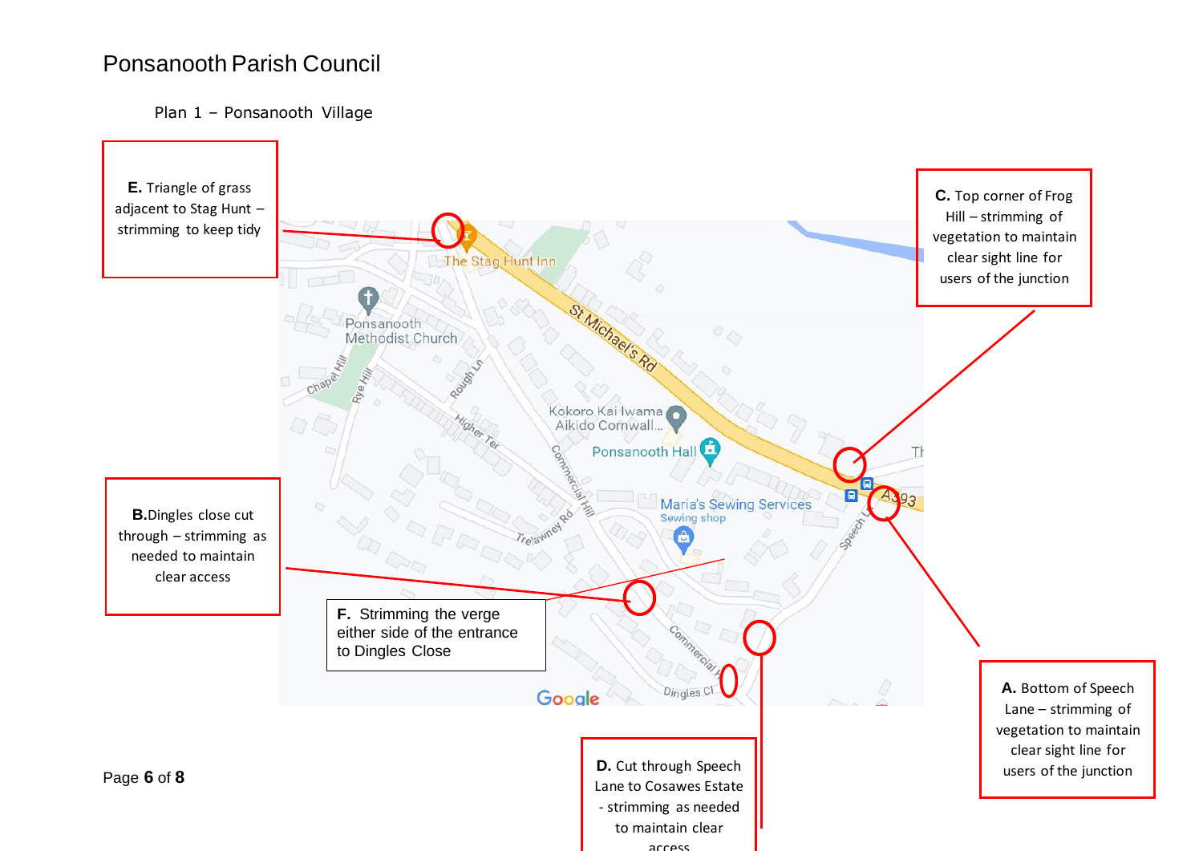# Ponsanooth Parish Council

Plan 1 – Ponsanooth Village

**E.** Triangle of grass adjacent to Stag Hunt – strimming to keep tidy

**C.** Top corner of Frog Hill – strimming of vegetation to maintain clear sight line for users of the junction

**B.** Dingles close cut through – strimming as needed to maintain clear access

**F.** Strimming the verge either side of the entrance to Dingles Close

**A.** Bottom of Speech Lane – strimming of vegetation to maintain clear sight line for users of the junction

**D.** Cut through Speech Lane to Cosawes Estate - strimming as needed to maintain clear access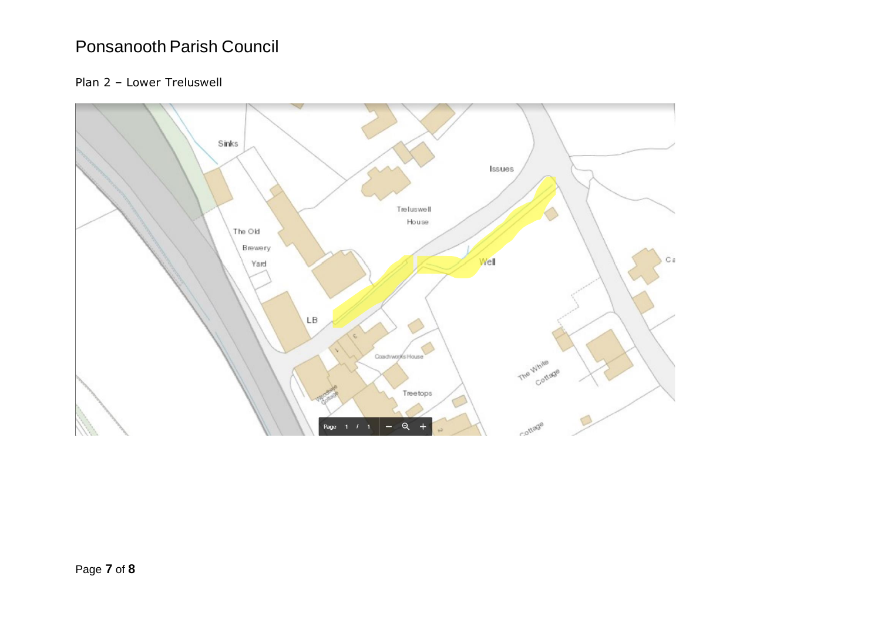# Ponsanooth Parish Council

Plan 2 – Lower Treluswell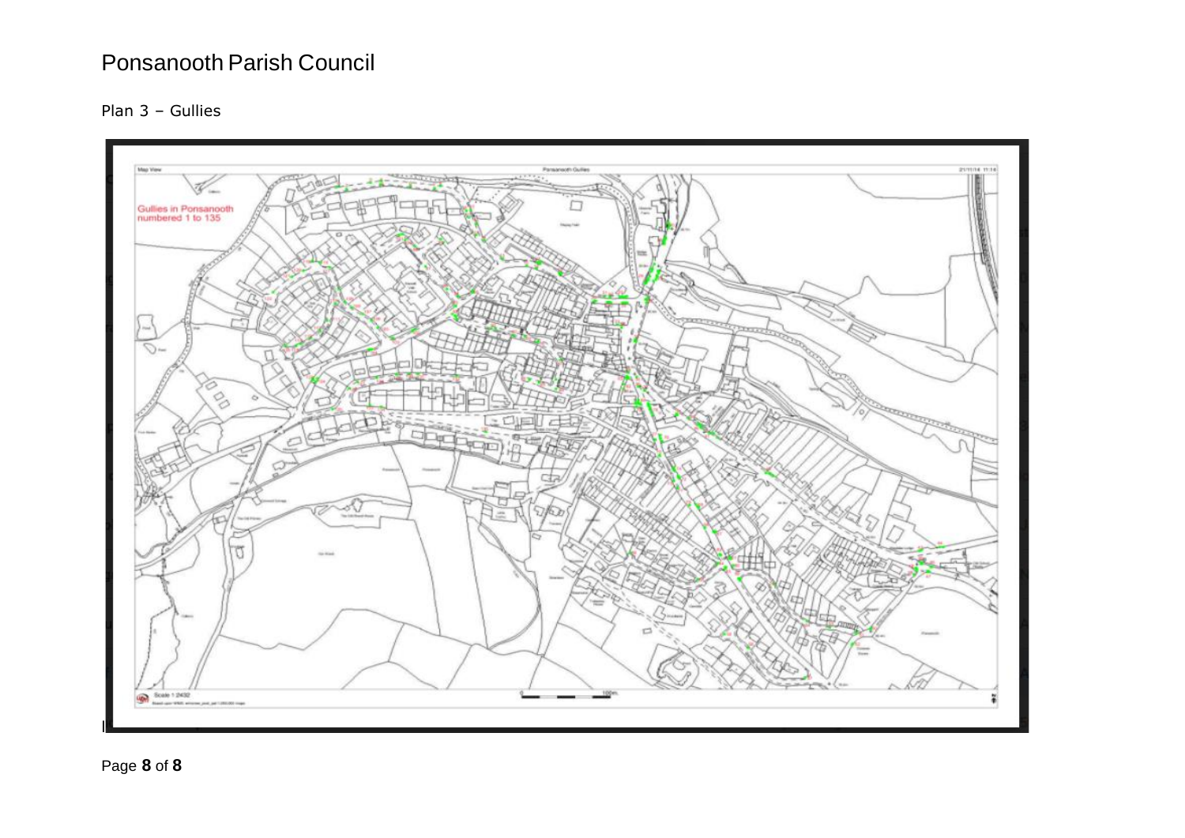Plan 3 – Gullies

Map View

Ponsanooth Gullies

Gullies in Ponsanooth numbered 1 to 135

Scale 1:2432

100m